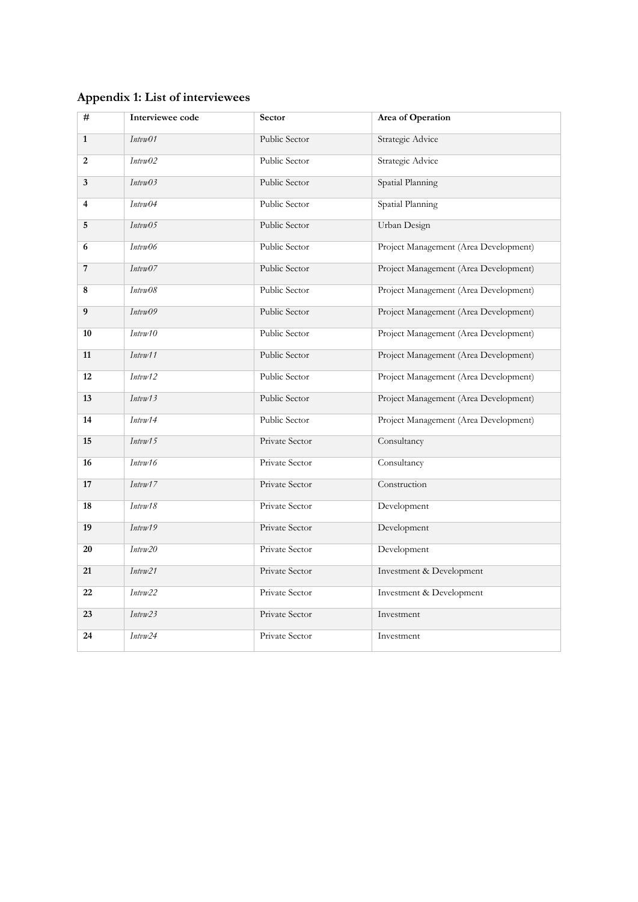## Appendix 1: List of interviewees

| # | Interviewee code | Sector | Area of Operation |
|---|---|---|---|
| **1** | *Intvw01* | Public Sector | Strategic Advice |
| **2** | *Intvw02* | Public Sector | Strategic Advice |
| **3** | *Intvw03* | Public Sector | Spatial Planning |
| **4** | *Intvw04* | Public Sector | Spatial Planning |
| **5** | *Intvw05* | Public Sector | Urban Design |
| **6** | *Intvw06* | Public Sector | Project Management (Area Development) |
| **7** | *Intvw07* | Public Sector | Project Management (Area Development) |
| **8** | *Intvw08* | Public Sector | Project Management (Area Development) |
| **9** | *Intvw09* | Public Sector | Project Management (Area Development) |
| **10** | *Intvw10* | Public Sector | Project Management (Area Development) |
| **11** | *Intvw11* | Public Sector | Project Management (Area Development) |
| **12** | *Intvw12* | Public Sector | Project Management (Area Development) |
| **13** | *Intvw13* | Public Sector | Project Management (Area Development) |
| **14** | *Intvw14* | Public Sector | Project Management (Area Development) |
| **15** | *Intvw15* | Private Sector | Consultancy |
| **16** | *Intvw16* | Private Sector | Consultancy |
| **17** | *Intvw17* | Private Sector | Construction |
| **18** | *Intvw18* | Private Sector | Development |
| **19** | *Intvw19* | Private Sector | Development |
| **20** | *Intvw20* | Private Sector | Development |
| **21** | *Intvw21* | Private Sector | Investment & Development |
| **22** | *Intvw22* | Private Sector | Investment & Development |
| **23** | *Intvw23* | Private Sector | Investment |
| **24** | *Intvw24* | Private Sector | Investment |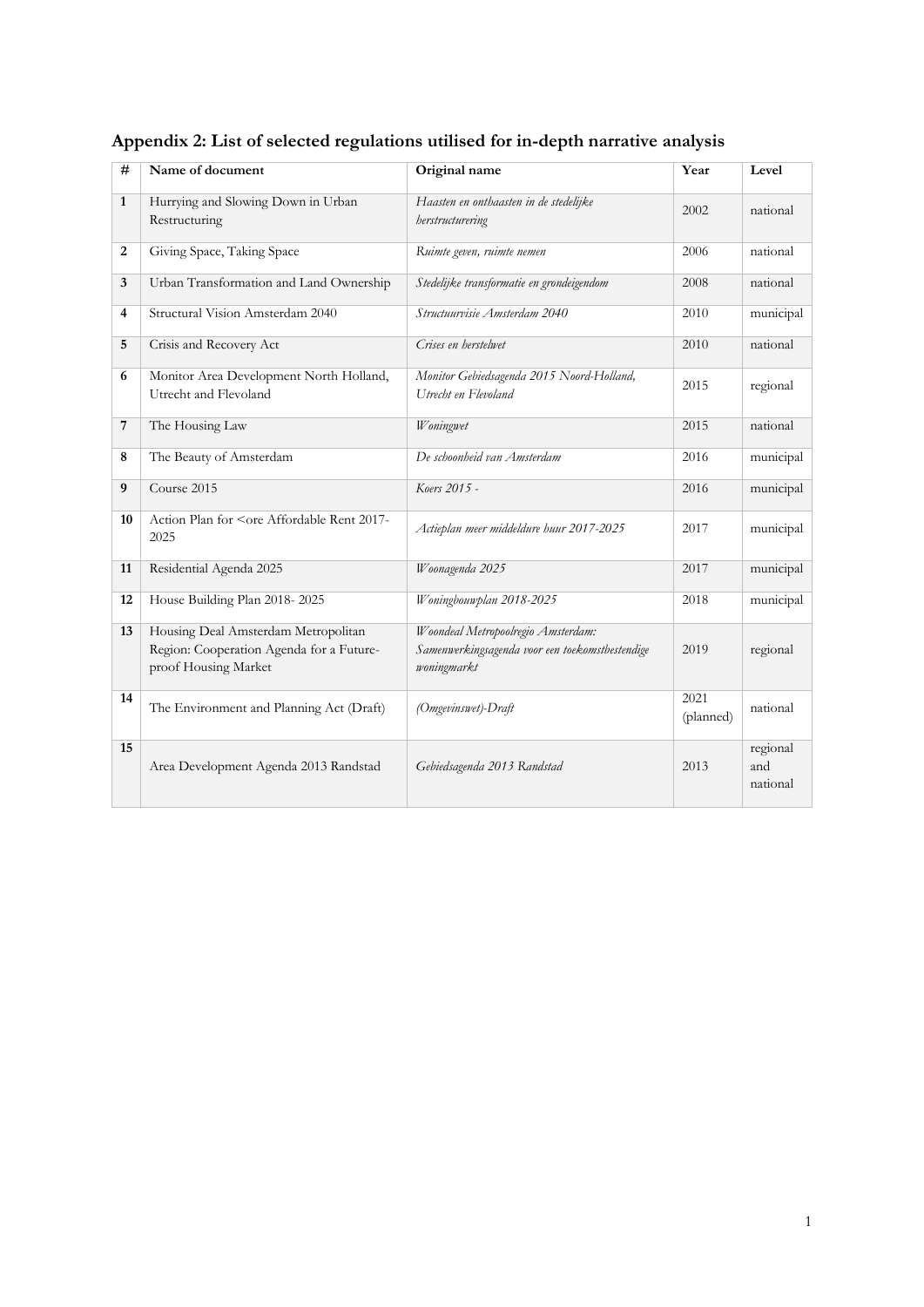## Appendix 2: List of selected regulations utilised for in-depth narrative analysis

| # | Name of document | Original name | Year | Level |
|---|---|---|---|---|
| 1 | Hurrying and Slowing Down in Urban Restructuring | *Haasten en onthaasten in de stedelijke herstructurering* | 2002 | national |
| 2 | Giving Space, Taking Space | *Ruimte geven, ruimte nemen* | 2006 | national |
| 3 | Urban Transformation and Land Ownership | *Stedelijke transformatie en grondeigendom* | 2008 | national |
| 4 | Structural Vision Amsterdam 2040 | *Structuurvisie Amsterdam 2040* | 2010 | municipal |
| 5 | Crisis and Recovery Act | *Crises en herstelwet* | 2010 | national |
| 6 | Monitor Area Development North Holland, Utrecht and Flevoland | *Monitor Gebiedsagenda 2015 Noord-Holland, Utrecht en Flevoland* | 2015 | regional |
| 7 | The Housing Law | *Woningwet* | 2015 | national |
| 8 | The Beauty of Amsterdam | *De schoonheid van Amsterdam* | 2016 | municipal |
| 9 | Course 2015 | *Koers 2015 -* | 2016 | municipal |
| 10 | Action Plan for <ore Affordable Rent 2017-2025 | *Actieplan meer middeldure huur 2017-2025* | 2017 | municipal |
| 11 | Residential Agenda 2025 | *Woonagenda 2025* | 2017 | municipal |
| 12 | House Building Plan 2018- 2025 | *Woningbouwplan 2018-2025* | 2018 | municipal |
| 13 | Housing Deal Amsterdam Metropolitan Region: Cooperation Agenda for a Future-proof Housing Market | *Woondeal Metropoolregio Amsterdam: Samenwerkingsagenda voor een toekomstbestendige woningmarkt* | 2019 | regional |
| 14 | The Environment and Planning Act (Draft) | *(Omgevinswet)-Draft* | 2021 (planned) | national |
| 15 | Area Development Agenda 2013 Randstad | *Gebiedsagenda 2013 Randstad* | 2013 | regional and national |